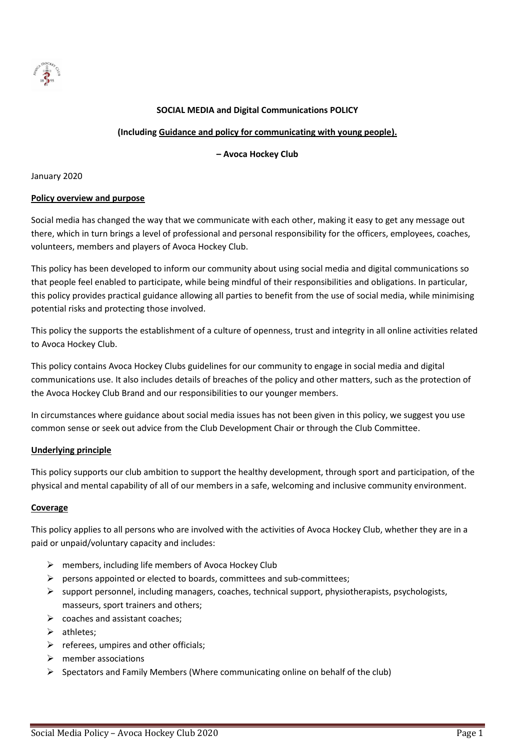**SOCIAL MEDIA and Digital Communications POLICY**

**(Including Guidance and policy for communicating with young people).**

**– Avoca Hockey Club**

January 2020

## Policy overview and purpose

Social media has changed the way that we communicate with each other, making it easy to get any message out there, which in turn brings a level of professional and personal responsibility for the officers, employees, coaches, volunteers, members and players of Avoca Hockey Club.

This policy has been developed to inform our community about using social media and digital communications so that people feel enabled to participate, while being mindful of their responsibilities and obligations. In particular, this policy provides practical guidance allowing all parties to benefit from the use of social media, while minimising potential risks and protecting those involved.

This policy the supports the establishment of a culture of openness, trust and integrity in all online activities related to Avoca Hockey Club.

This policy contains Avoca Hockey Clubs guidelines for our community to engage in social media and digital communications use. It also includes details of breaches of the policy and other matters, such as the protection of the Avoca Hockey Club Brand and our responsibilities to our younger members.

In circumstances where guidance about social media issues has not been given in this policy, we suggest you use common sense or seek out advice from the Club Development Chair or through the Club Committee.

## Underlying principle

This policy supports our club ambition to support the healthy development, through sport and participation, of the physical and mental capability of all of our members in a safe, welcoming and inclusive community environment.

## Coverage

This policy applies to all persons who are involved with the activities of Avoca Hockey Club, whether they are in a paid or unpaid/voluntary capacity and includes:

- members, including life members of Avoca Hockey Club
- persons appointed or elected to boards, committees and sub-committees;
- support personnel, including managers, coaches, technical support, physiotherapists, psychologists, masseurs, sport trainers and others;
- coaches and assistant coaches;
- athletes;
- referees, umpires and other officials;
- member associations
- Spectators and Family Members (Where communicating online on behalf of the club)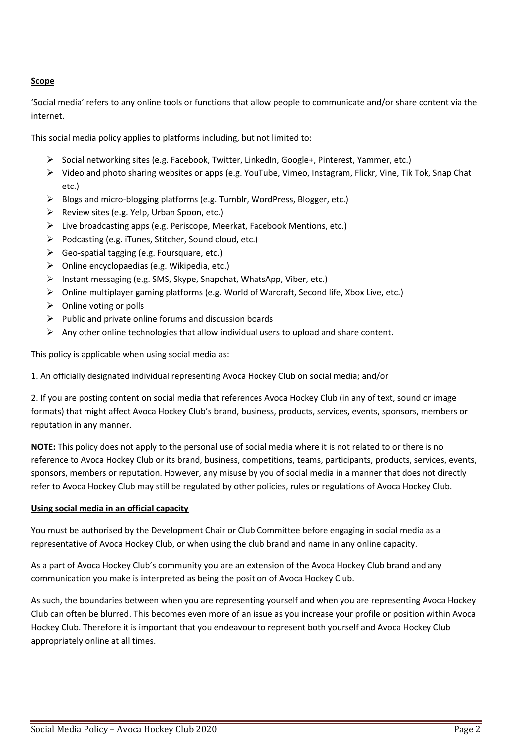**Scope**

'Social media' refers to any online tools or functions that allow people to communicate and/or share content via the internet.

This social media policy applies to platforms including, but not limited to:

- Social networking sites (e.g. Facebook, Twitter, LinkedIn, Google+, Pinterest, Yammer, etc.)
- Video and photo sharing websites or apps (e.g. YouTube, Vimeo, Instagram, Flickr, Vine, Tik Tok, Snap Chat etc.)
- Blogs and micro-blogging platforms (e.g. Tumblr, WordPress, Blogger, etc.)
- Review sites (e.g. Yelp, Urban Spoon, etc.)
- Live broadcasting apps (e.g. Periscope, Meerkat, Facebook Mentions, etc.)
- Podcasting (e.g. iTunes, Stitcher, Sound cloud, etc.)
- Geo-spatial tagging (e.g. Foursquare, etc.)
- Online encyclopaedias (e.g. Wikipedia, etc.)
- Instant messaging (e.g. SMS, Skype, Snapchat, WhatsApp, Viber, etc.)
- Online multiplayer gaming platforms (e.g. World of Warcraft, Second life, Xbox Live, etc.)
- Online voting or polls
- Public and private online forums and discussion boards
- Any other online technologies that allow individual users to upload and share content.

This policy is applicable when using social media as:

1. An officially designated individual representing Avoca Hockey Club on social media; and/or

2. If you are posting content on social media that references Avoca Hockey Club (in any of text, sound or image formats) that might affect Avoca Hockey Club's brand, business, products, services, events, sponsors, members or reputation in any manner.

**NOTE:** This policy does not apply to the personal use of social media where it is not related to or there is no reference to Avoca Hockey Club or its brand, business, competitions, teams, participants, products, services, events, sponsors, members or reputation. However, any misuse by you of social media in a manner that does not directly refer to Avoca Hockey Club may still be regulated by other policies, rules or regulations of Avoca Hockey Club.

**Using social media in an official capacity**

You must be authorised by the Development Chair or Club Committee before engaging in social media as a representative of Avoca Hockey Club, or when using the club brand and name in any online capacity.

As a part of Avoca Hockey Club's community you are an extension of the Avoca Hockey Club brand and any communication you make is interpreted as being the position of Avoca Hockey Club.

As such, the boundaries between when you are representing yourself and when you are representing Avoca Hockey Club can often be blurred. This becomes even more of an issue as you increase your profile or position within Avoca Hockey Club. Therefore it is important that you endeavour to represent both yourself and Avoca Hockey Club appropriately online at all times.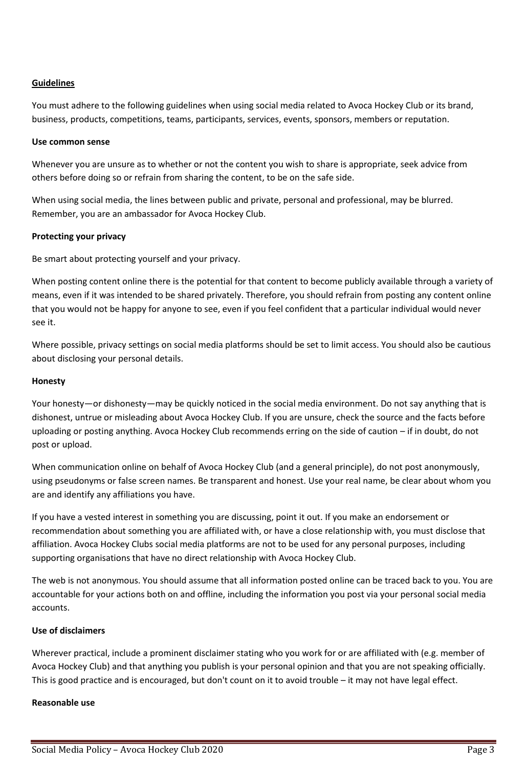## Guidelines

You must adhere to the following guidelines when using social media related to Avoca Hockey Club or its brand, business, products, competitions, teams, participants, services, events, sponsors, members or reputation.

### Use common sense

Whenever you are unsure as to whether or not the content you wish to share is appropriate, seek advice from others before doing so or refrain from sharing the content, to be on the safe side.

When using social media, the lines between public and private, personal and professional, may be blurred. Remember, you are an ambassador for Avoca Hockey Club.

### Protecting your privacy

Be smart about protecting yourself and your privacy.

When posting content online there is the potential for that content to become publicly available through a variety of means, even if it was intended to be shared privately. Therefore, you should refrain from posting any content online that you would not be happy for anyone to see, even if you feel confident that a particular individual would never see it.

Where possible, privacy settings on social media platforms should be set to limit access. You should also be cautious about disclosing your personal details.

### Honesty

Your honesty—or dishonesty—may be quickly noticed in the social media environment. Do not say anything that is dishonest, untrue or misleading about Avoca Hockey Club. If you are unsure, check the source and the facts before uploading or posting anything. Avoca Hockey Club recommends erring on the side of caution – if in doubt, do not post or upload.

When communication online on behalf of Avoca Hockey Club (and a general principle), do not post anonymously, using pseudonyms or false screen names. Be transparent and honest. Use your real name, be clear about whom you are and identify any affiliations you have.

If you have a vested interest in something you are discussing, point it out. If you make an endorsement or recommendation about something you are affiliated with, or have a close relationship with, you must disclose that affiliation. Avoca Hockey Clubs social media platforms are not to be used for any personal purposes, including supporting organisations that have no direct relationship with Avoca Hockey Club.

The web is not anonymous. You should assume that all information posted online can be traced back to you. You are accountable for your actions both on and offline, including the information you post via your personal social media accounts.

### Use of disclaimers

Wherever practical, include a prominent disclaimer stating who you work for or are affiliated with (e.g. member of Avoca Hockey Club) and that anything you publish is your personal opinion and that you are not speaking officially. This is good practice and is encouraged, but don't count on it to avoid trouble – it may not have legal effect.

### Reasonable use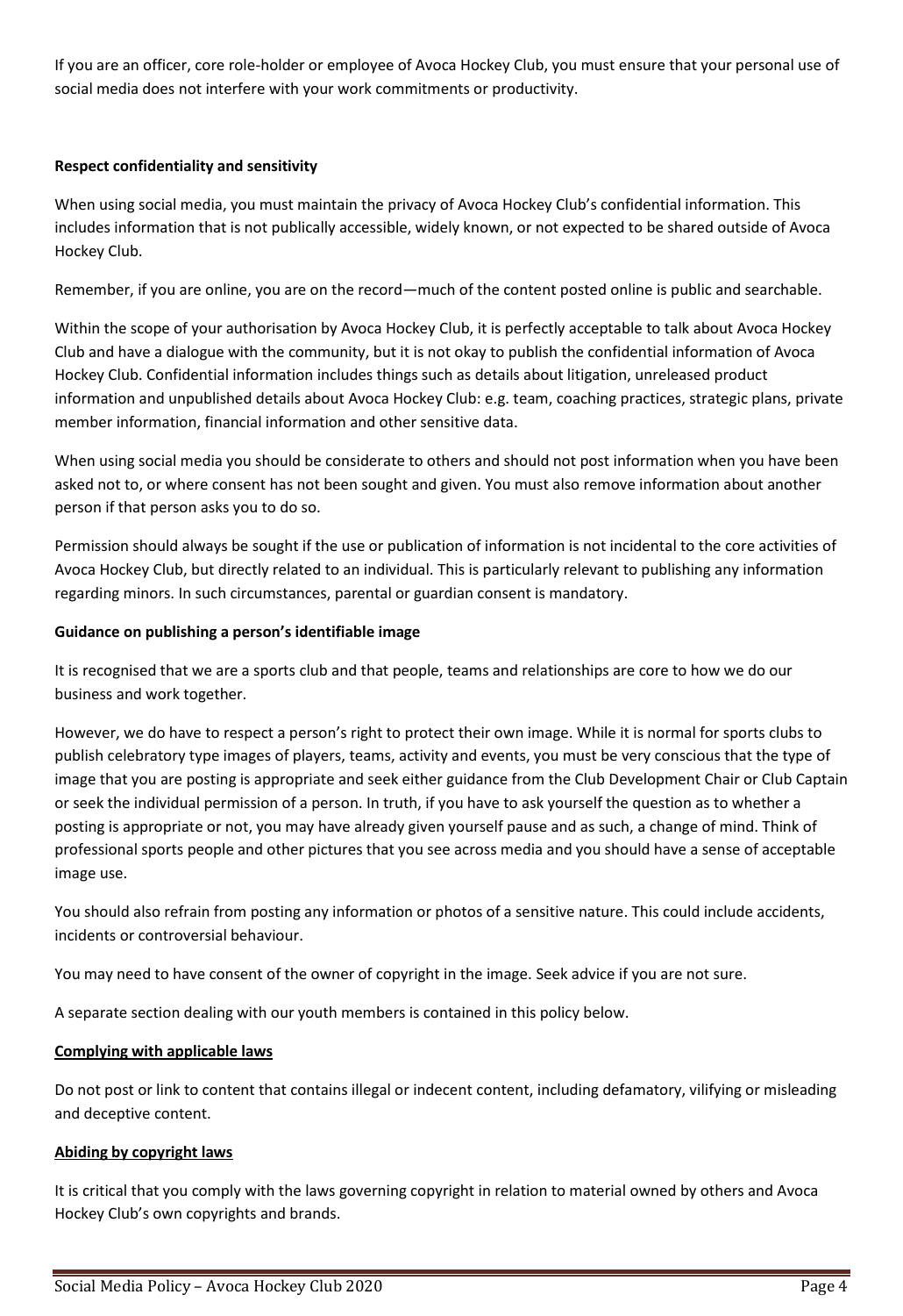If you are an officer, core role-holder or employee of Avoca Hockey Club, you must ensure that your personal use of social media does not interfere with your work commitments or productivity.

**Respect confidentiality and sensitivity**

When using social media, you must maintain the privacy of Avoca Hockey Club's confidential information. This includes information that is not publically accessible, widely known, or not expected to be shared outside of Avoca Hockey Club.

Remember, if you are online, you are on the record—much of the content posted online is public and searchable.

Within the scope of your authorisation by Avoca Hockey Club, it is perfectly acceptable to talk about Avoca Hockey Club and have a dialogue with the community, but it is not okay to publish the confidential information of Avoca Hockey Club. Confidential information includes things such as details about litigation, unreleased product information and unpublished details about Avoca Hockey Club: e.g. team, coaching practices, strategic plans, private member information, financial information and other sensitive data.

When using social media you should be considerate to others and should not post information when you have been asked not to, or where consent has not been sought and given. You must also remove information about another person if that person asks you to do so.

Permission should always be sought if the use or publication of information is not incidental to the core activities of Avoca Hockey Club, but directly related to an individual. This is particularly relevant to publishing any information regarding minors. In such circumstances, parental or guardian consent is mandatory.

**Guidance on publishing a person's identifiable image**

It is recognised that we are a sports club and that people, teams and relationships are core to how we do our business and work together.

However, we do have to respect a person's right to protect their own image. While it is normal for sports clubs to publish celebratory type images of players, teams, activity and events, you must be very conscious that the type of image that you are posting is appropriate and seek either guidance from the Club Development Chair or Club Captain or seek the individual permission of a person. In truth, if you have to ask yourself the question as to whether a posting is appropriate or not, you may have already given yourself pause and as such, a change of mind. Think of professional sports people and other pictures that you see across media and you should have a sense of acceptable image use.

You should also refrain from posting any information or photos of a sensitive nature. This could include accidents, incidents or controversial behaviour.

You may need to have consent of the owner of copyright in the image. Seek advice if you are not sure.

A separate section dealing with our youth members is contained in this policy below.

**Complying with applicable laws**

Do not post or link to content that contains illegal or indecent content, including defamatory, vilifying or misleading and deceptive content.

**Abiding by copyright laws**

It is critical that you comply with the laws governing copyright in relation to material owned by others and Avoca Hockey Club's own copyrights and brands.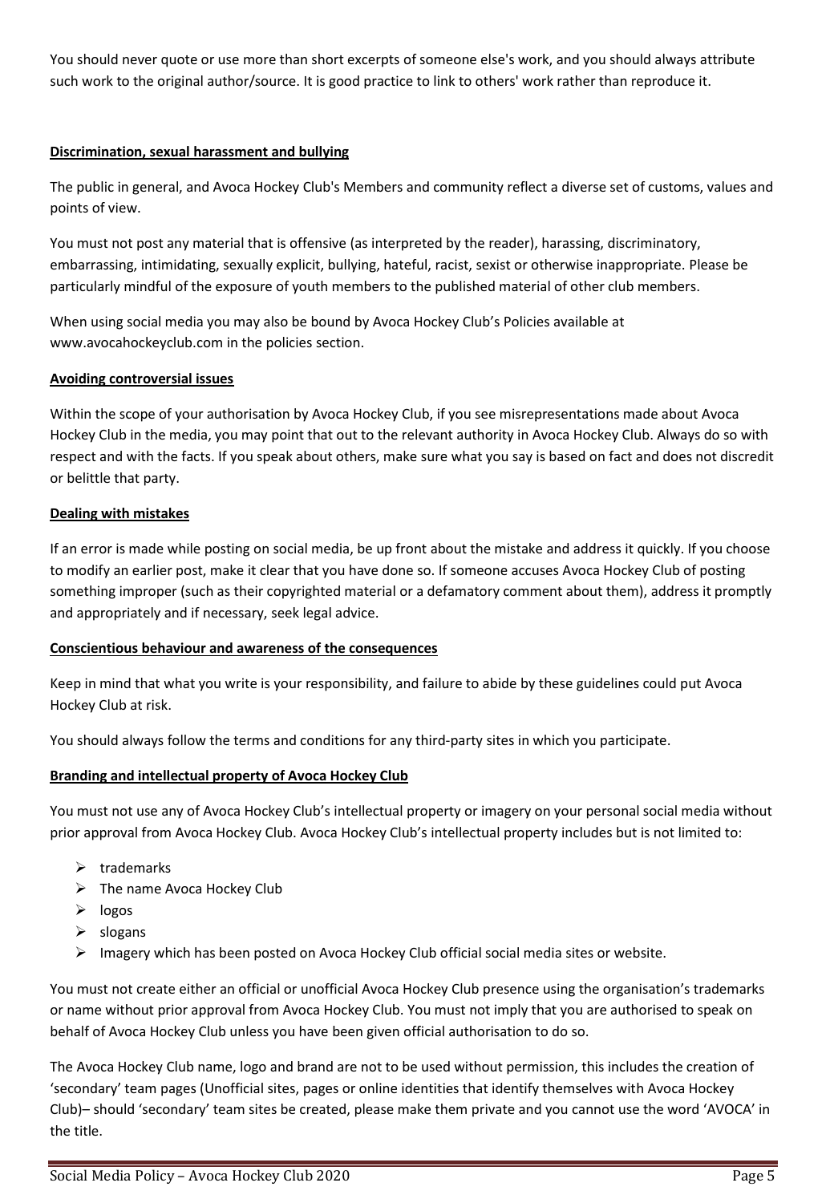You should never quote or use more than short excerpts of someone else's work, and you should always attribute such work to the original author/source. It is good practice to link to others' work rather than reproduce it.

### Discrimination, sexual harassment and bullying

The public in general, and Avoca Hockey Club's Members and community reflect a diverse set of customs, values and points of view.

You must not post any material that is offensive (as interpreted by the reader), harassing, discriminatory, embarrassing, intimidating, sexually explicit, bullying, hateful, racist, sexist or otherwise inappropriate. Please be particularly mindful of the exposure of youth members to the published material of other club members.

When using social media you may also be bound by Avoca Hockey Club's Policies available at www.avocahockeyclub.com in the policies section.

### Avoiding controversial issues

Within the scope of your authorisation by Avoca Hockey Club, if you see misrepresentations made about Avoca Hockey Club in the media, you may point that out to the relevant authority in Avoca Hockey Club. Always do so with respect and with the facts. If you speak about others, make sure what you say is based on fact and does not discredit or belittle that party.

### Dealing with mistakes

If an error is made while posting on social media, be up front about the mistake and address it quickly. If you choose to modify an earlier post, make it clear that you have done so. If someone accuses Avoca Hockey Club of posting something improper (such as their copyrighted material or a defamatory comment about them), address it promptly and appropriately and if necessary, seek legal advice.

### Conscientious behaviour and awareness of the consequences

Keep in mind that what you write is your responsibility, and failure to abide by these guidelines could put Avoca Hockey Club at risk.

You should always follow the terms and conditions for any third-party sites in which you participate.

### Branding and intellectual property of Avoca Hockey Club

You must not use any of Avoca Hockey Club's intellectual property or imagery on your personal social media without prior approval from Avoca Hockey Club. Avoca Hockey Club's intellectual property includes but is not limited to:

- trademarks
- The name Avoca Hockey Club
- logos
- slogans
- Imagery which has been posted on Avoca Hockey Club official social media sites or website.

You must not create either an official or unofficial Avoca Hockey Club presence using the organisation's trademarks or name without prior approval from Avoca Hockey Club. You must not imply that you are authorised to speak on behalf of Avoca Hockey Club unless you have been given official authorisation to do so.

The Avoca Hockey Club name, logo and brand are not to be used without permission, this includes the creation of 'secondary' team pages (Unofficial sites, pages or online identities that identify themselves with Avoca Hockey Club)– should 'secondary' team sites be created, please make them private and you cannot use the word 'AVOCA' in the title.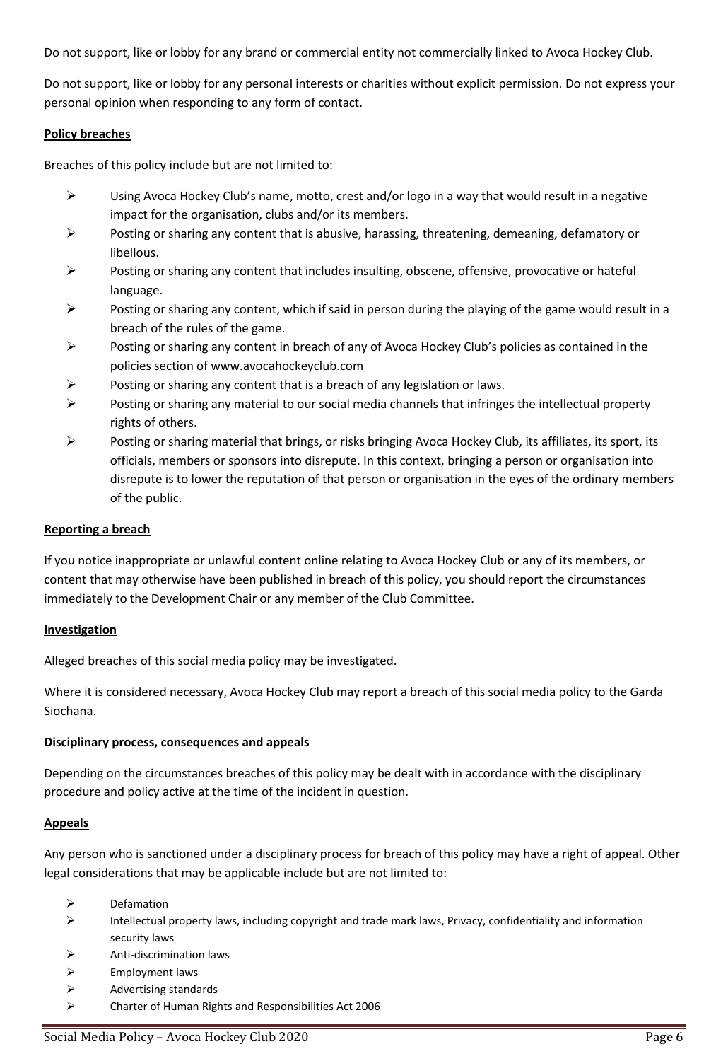Do not support, like or lobby for any brand or commercial entity not commercially linked to Avoca Hockey Club.

Do not support, like or lobby for any personal interests or charities without explicit permission. Do not express your personal opinion when responding to any form of contact.

**Policy breaches**

Breaches of this policy include but are not limited to:

- Using Avoca Hockey Club's name, motto, crest and/or logo in a way that would result in a negative impact for the organisation, clubs and/or its members.
- Posting or sharing any content that is abusive, harassing, threatening, demeaning, defamatory or libellous.
- Posting or sharing any content that includes insulting, obscene, offensive, provocative or hateful language.
- Posting or sharing any content, which if said in person during the playing of the game would result in a breach of the rules of the game.
- Posting or sharing any content in breach of any of Avoca Hockey Club's policies as contained in the policies section of www.avocahockeyclub.com
- Posting or sharing any content that is a breach of any legislation or laws.
- Posting or sharing any material to our social media channels that infringes the intellectual property rights of others.
- Posting or sharing material that brings, or risks bringing Avoca Hockey Club, its affiliates, its sport, its officials, members or sponsors into disrepute. In this context, bringing a person or organisation into disrepute is to lower the reputation of that person or organisation in the eyes of the ordinary members of the public.

**Reporting a breach**

If you notice inappropriate or unlawful content online relating to Avoca Hockey Club or any of its members, or content that may otherwise have been published in breach of this policy, you should report the circumstances immediately to the Development Chair or any member of the Club Committee.

**Investigation**

Alleged breaches of this social media policy may be investigated.

Where it is considered necessary, Avoca Hockey Club may report a breach of this social media policy to the Garda Siochana.

**Disciplinary process, consequences and appeals**

Depending on the circumstances breaches of this policy may be dealt with in accordance with the disciplinary procedure and policy active at the time of the incident in question.

**Appeals**

Any person who is sanctioned under a disciplinary process for breach of this policy may have a right of appeal. Other legal considerations that may be applicable include but are not limited to:

- Defamation
- Intellectual property laws, including copyright and trade mark laws, Privacy, confidentiality and information security laws
- Anti-discrimination laws
- Employment laws
- Advertising standards
- Charter of Human Rights and Responsibilities Act 2006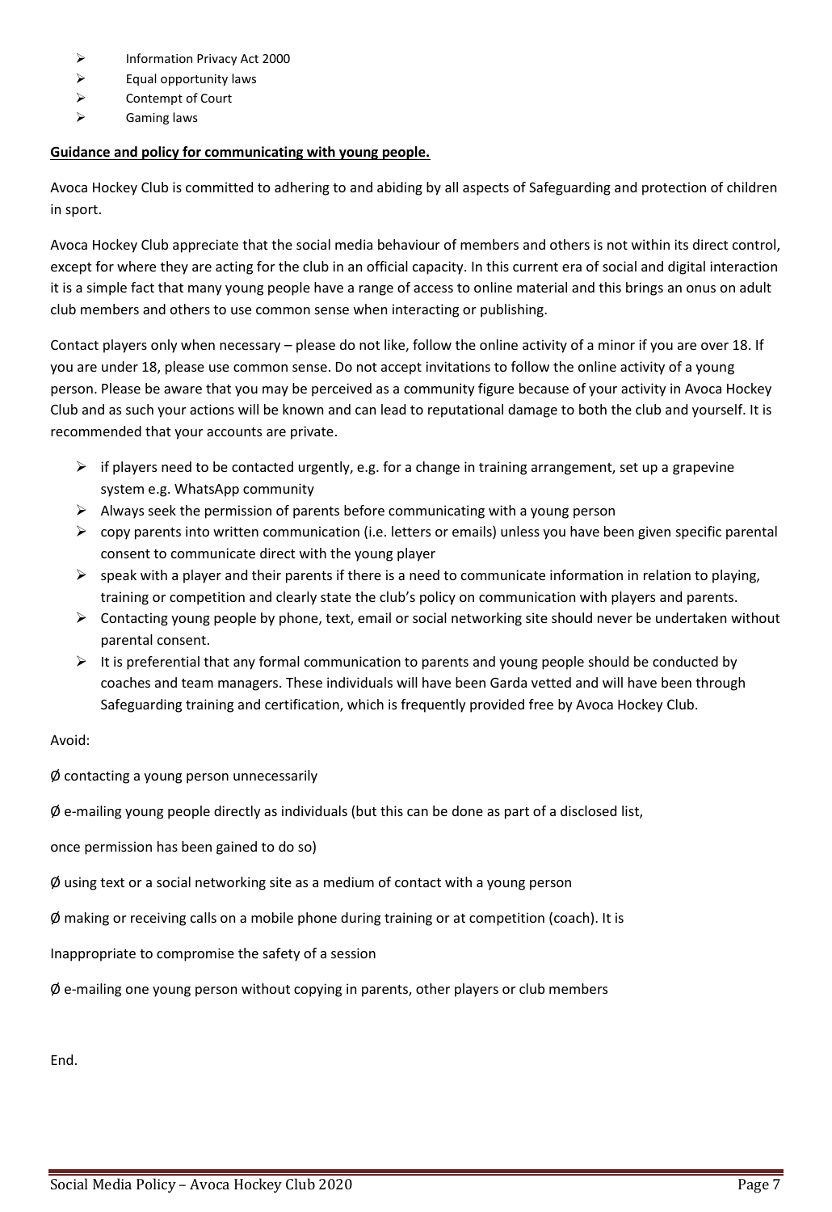- Information Privacy Act 2000
- Equal opportunity laws
- Contempt of Court
- Gaming laws

**Guidance and policy for communicating with young people.**

Avoca Hockey Club is committed to adhering to and abiding by all aspects of Safeguarding and protection of children in sport.

Avoca Hockey Club appreciate that the social media behaviour of members and others is not within its direct control, except for where they are acting for the club in an official capacity. In this current era of social and digital interaction it is a simple fact that many young people have a range of access to online material and this brings an onus on adult club members and others to use common sense when interacting or publishing.

Contact players only when necessary – please do not like, follow the online activity of a minor if you are over 18. If you are under 18, please use common sense. Do not accept invitations to follow the online activity of a young person. Please be aware that you may be perceived as a community figure because of your activity in Avoca Hockey Club and as such your actions will be known and can lead to reputational damage to both the club and yourself. It is recommended that your accounts are private.

- if players need to be contacted urgently, e.g. for a change in training arrangement, set up a grapevine system e.g. WhatsApp community
- Always seek the permission of parents before communicating with a young person
- copy parents into written communication (i.e. letters or emails) unless you have been given specific parental consent to communicate direct with the young player
- speak with a player and their parents if there is a need to communicate information in relation to playing, training or competition and clearly state the club's policy on communication with players and parents.
- Contacting young people by phone, text, email or social networking site should never be undertaken without parental consent.
- It is preferential that any formal communication to parents and young people should be conducted by coaches and team managers. These individuals will have been Garda vetted and will have been through Safeguarding training and certification, which is frequently provided free by Avoca Hockey Club.

Avoid:

Ø contacting a young person unnecessarily

Ø e-mailing young people directly as individuals (but this can be done as part of a disclosed list,

once permission has been gained to do so)

Ø using text or a social networking site as a medium of contact with a young person

Ø making or receiving calls on a mobile phone during training or at competition (coach). It is

Inappropriate to compromise the safety of a session

Ø e-mailing one young person without copying in parents, other players or club members

End.